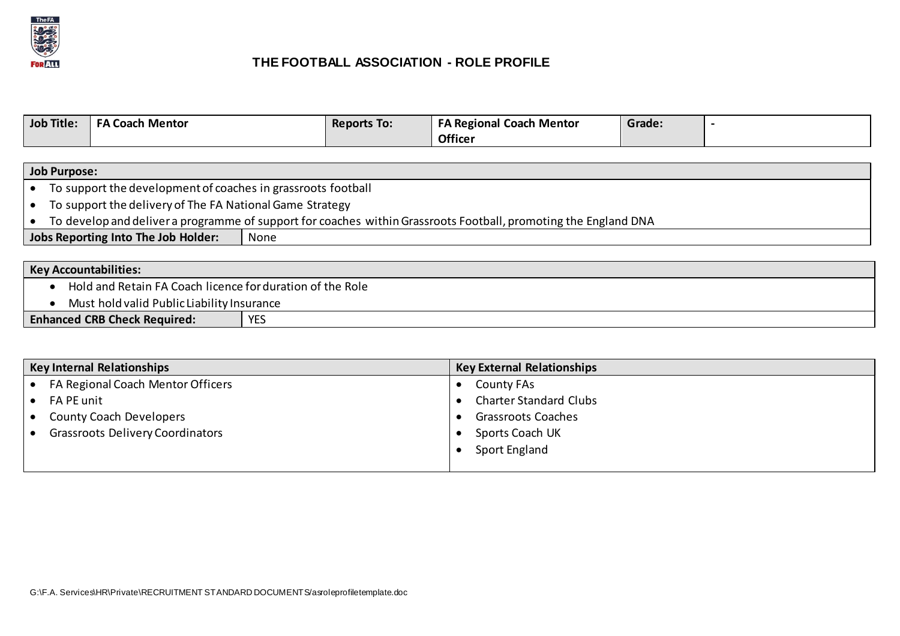# THE FOOTBALL ASSOCIATION - ROLE PROFILE

| Job Title: | FA Coach Mentor | Reports To: | FA Regional Coach Mentor Officer | Grade: | - |
|---|---|---|---|---|---|

**Job Purpose:**

- To support the development of coaches in grassroots football
- To support the delivery of The FA National Game Strategy
- To develop and deliver a programme of support for coaches within Grassroots Football, promoting the England DNA

| Jobs Reporting Into The Job Holder: | None |
|---|---|

**Key Accountabilities:**

- Hold and Retain FA Coach licence for duration of the Role
- Must hold valid Public Liability Insurance

| Enhanced CRB Check Required: | YES |
|---|---|

| Key Internal Relationships | Key External Relationships |
|---|---|
| • FA Regional Coach Mentor Officers | • County FAs |
| • FA PE unit | • Charter Standard Clubs |
| • County Coach Developers | • Grassroots Coaches |
| • Grassroots Delivery Coordinators | • Sports Coach UK |
| | • Sport England |

G:\F.A. Services\HR\Private\RECRUITMENT STANDARD DOCUMENTS/asroleprofiletemplate.doc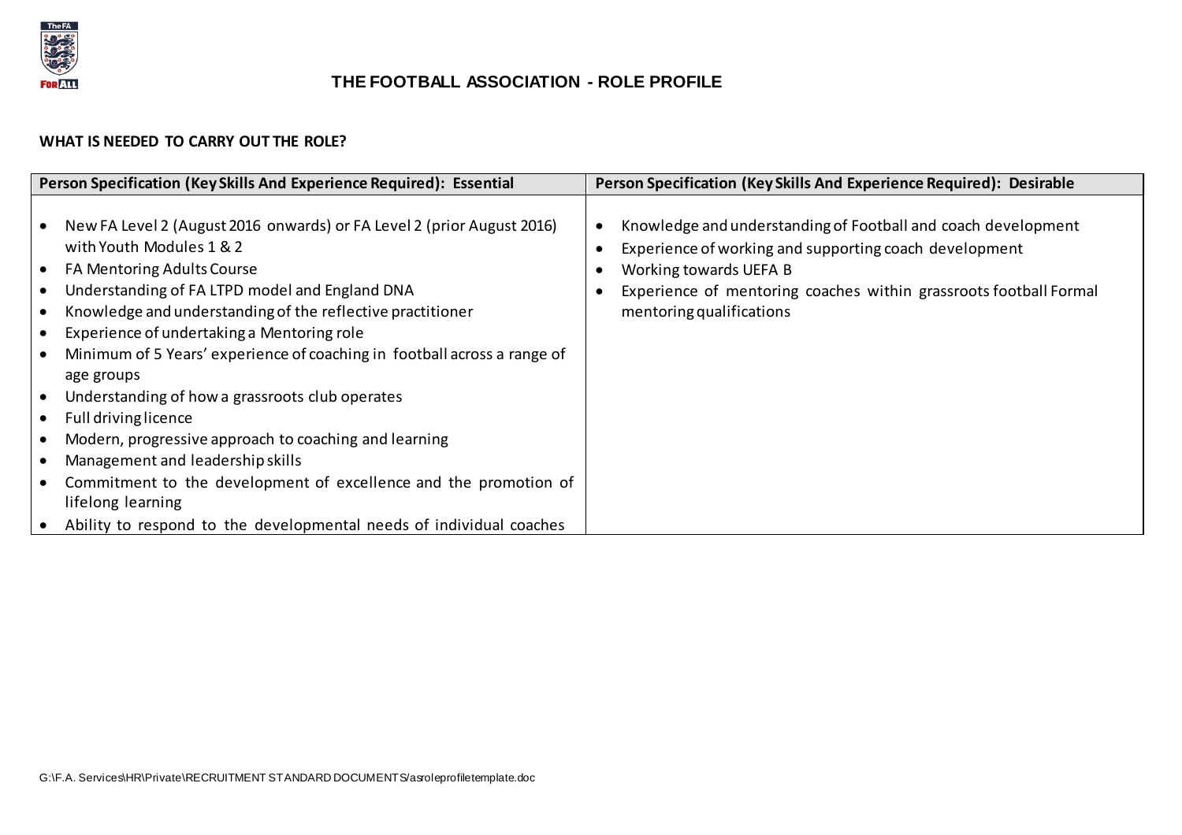## THE FOOTBALL ASSOCIATION - ROLE PROFILE

**WHAT IS NEEDED TO CARRY OUT THE ROLE?**

| Person Specification (Key Skills And Experience Required): Essential | Person Specification (Key Skills And Experience Required): Desirable |
|---|---|
| • New FA Level 2 (August 2016 onwards) or FA Level 2 (prior August 2016) with Youth Modules 1 & 2<br>• FA Mentoring Adults Course<br>• Understanding of FA LTPD model and England DNA<br>• Knowledge and understanding of the reflective practitioner<br>• Experience of undertaking a Mentoring role<br>• Minimum of 5 Years' experience of coaching in football across a range of age groups<br>• Understanding of how a grassroots club operates<br>• Full driving licence<br>• Modern, progressive approach to coaching and learning<br>• Management and leadership skills<br>• Commitment to the development of excellence and the promotion of lifelong learning<br>• Ability to respond to the developmental needs of individual coaches | • Knowledge and understanding of Football and coach development<br>• Experience of working and supporting coach development<br>• Working towards UEFA B<br>• Experience of mentoring coaches within grassroots football Formal mentoring qualifications |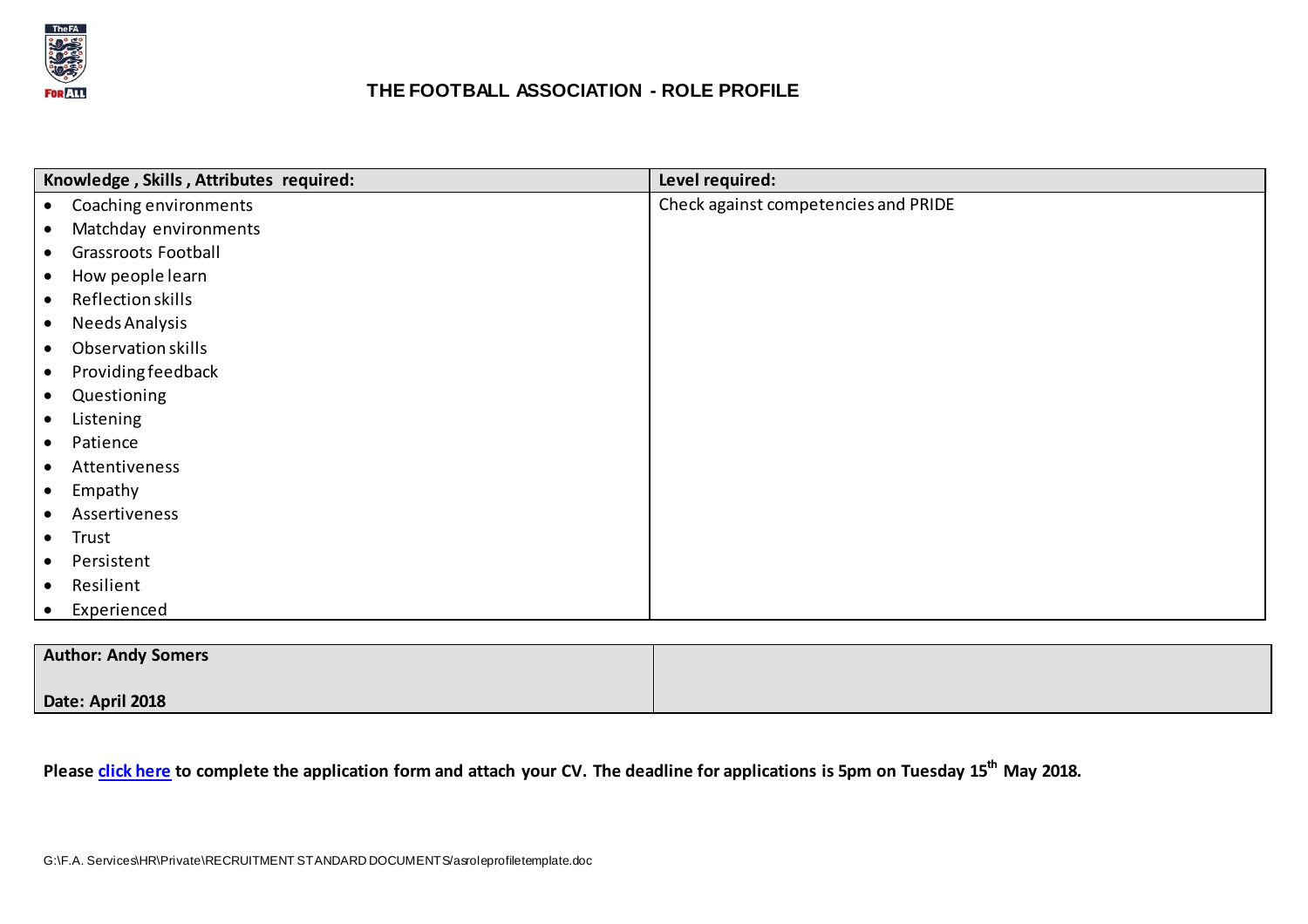# THE FOOTBALL ASSOCIATION - ROLE PROFILE

| Knowledge , Skills , Attributes required: | Level required: |
|---|---|
| • Coaching environments<br>• Matchday environments<br>• Grassroots Football<br>• How people learn<br>• Reflection skills<br>• Needs Analysis<br>• Observation skills<br>• Providing feedback<br>• Questioning<br>• Listening<br>• Patience<br>• Attentiveness<br>• Empathy<br>• Assertiveness<br>• Trust<br>• Persistent<br>• Resilient<br>• Experienced | Check against competencies and PRIDE |

| | |
|---|---|
| **Author: Andy Somers**<br><br>**Date: April 2018** | |

**Please click here to complete the application form and attach your CV. The deadline for applications is 5pm on Tuesday 15th May 2018.**

G:\F.A. Services\HR\Private\RECRUITMENT STANDARD DOCUMENTS/asroleprofiletemplate.doc